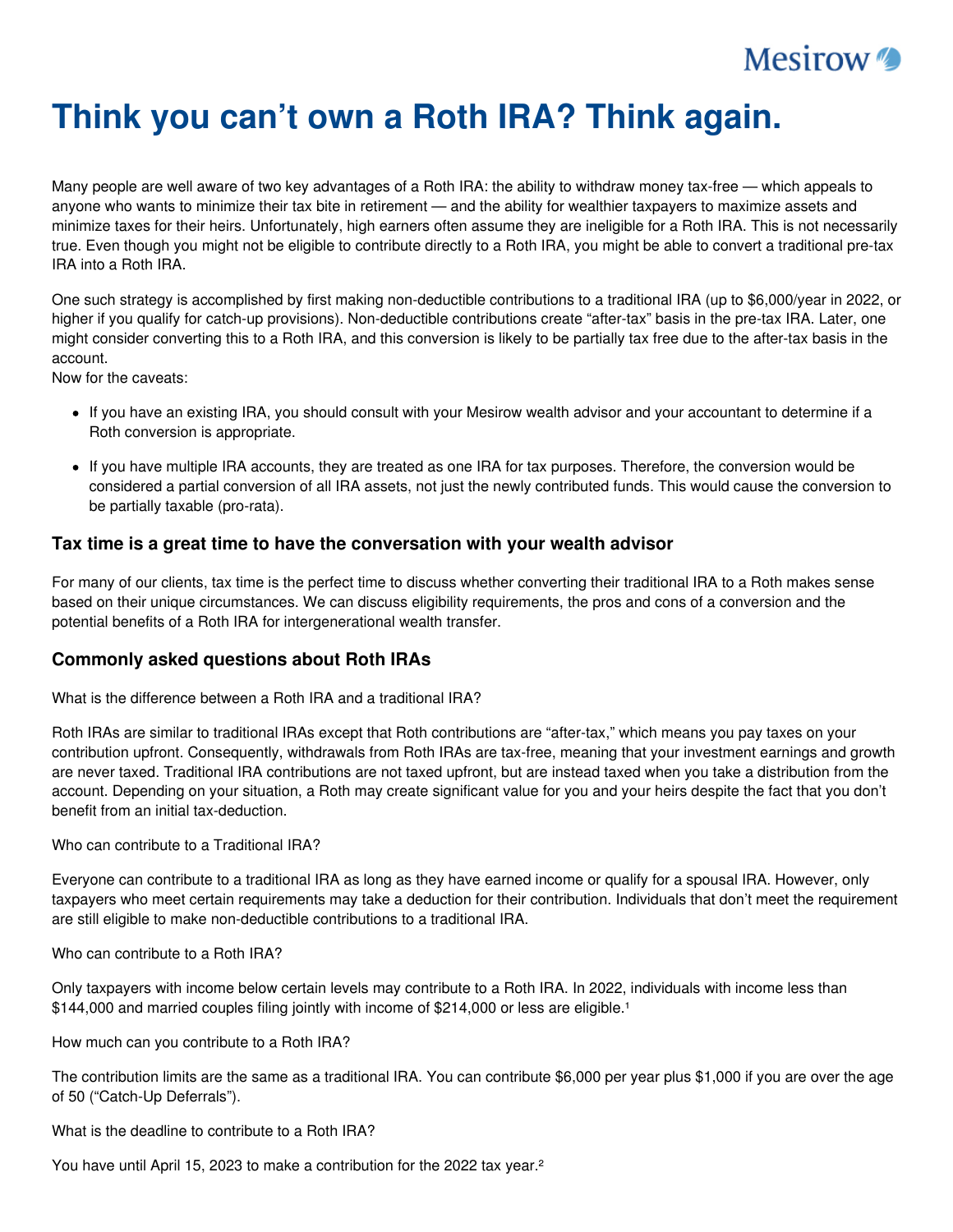# Think you can't own a Roth IRA? Think again.

Many people are well aware of two key advantages of a Roth IRA: the ability to withdraw money tax-free — which appeals to anyone who wants to minimize their tax bite in retirement — and the ability for wealthier taxpayers to maximize assets and minimize taxes for their heirs. Unfortunately, high earners often assume they are ineligible for a Roth IRA. This is not necessarily true. Even though you might not be eligible to contribute directly to a Roth IRA, you might be able to convert a traditional pre-tax IRA into a Roth IRA.

One such strategy is accomplished by first making non-deductible contributions to a traditional IRA (up to $6,000/year in 2022, or higher if you qualify for catch-up provisions). Non-deductible contributions create "after-tax" basis in the pre-tax IRA. Later, one might consider converting this to a Roth IRA, and this conversion is likely to be partially tax free due to the after-tax basis in the account.

Now for the caveats:

- If you have an existing IRA, you should consult with your Mesirow wealth advisor and your accountant to determine if a Roth conversion is appropriate.
- If you have multiple IRA accounts, they are treated as one IRA for tax purposes. Therefore, the conversion would be considered a partial conversion of all IRA assets, not just the newly contributed funds. This would cause the conversion to be partially taxable (pro-rata).

### Tax time is a great time to have the conversation with your wealth advisor

For many of our clients, tax time is the perfect time to discuss whether converting their traditional IRA to a Roth makes sense based on their unique circumstances. We can discuss eligibility requirements, the pros and cons of a conversion and the potential benefits of a Roth IRA for intergenerational wealth transfer.

### Commonly asked questions about Roth IRAs

What is the difference between a Roth IRA and a traditional IRA?

Roth IRAs are similar to traditional IRAs except that Roth contributions are "after-tax," which means you pay taxes on your contribution upfront. Consequently, withdrawals from Roth IRAs are tax-free, meaning that your investment earnings and growth are never taxed. Traditional IRA contributions are not taxed upfront, but are instead taxed when you take a distribution from the account. Depending on your situation, a Roth may create significant value for you and your heirs despite the fact that you don't benefit from an initial tax-deduction.

Who can contribute to a Traditional IRA?

Everyone can contribute to a traditional IRA as long as they have earned income or qualify for a spousal IRA. However, only taxpayers who meet certain requirements may take a deduction for their contribution. Individuals that don't meet the requirement are still eligible to make non-deductible contributions to a traditional IRA.

Who can contribute to a Roth IRA?

Only taxpayers with income below certain levels may contribute to a Roth IRA. In 2022, individuals with income less than $144,000 and married couples filing jointly with income of $214,000 or less are eligible.[1]

How much can you contribute to a Roth IRA?

The contribution limits are the same as a traditional IRA. You can contribute $6,000 per year plus $1,000 if you are over the age of 50 ("Catch-Up Deferrals").

What is the deadline to contribute to a Roth IRA?

You have until April 15, 2023 to make a contribution for the 2022 tax year.[2]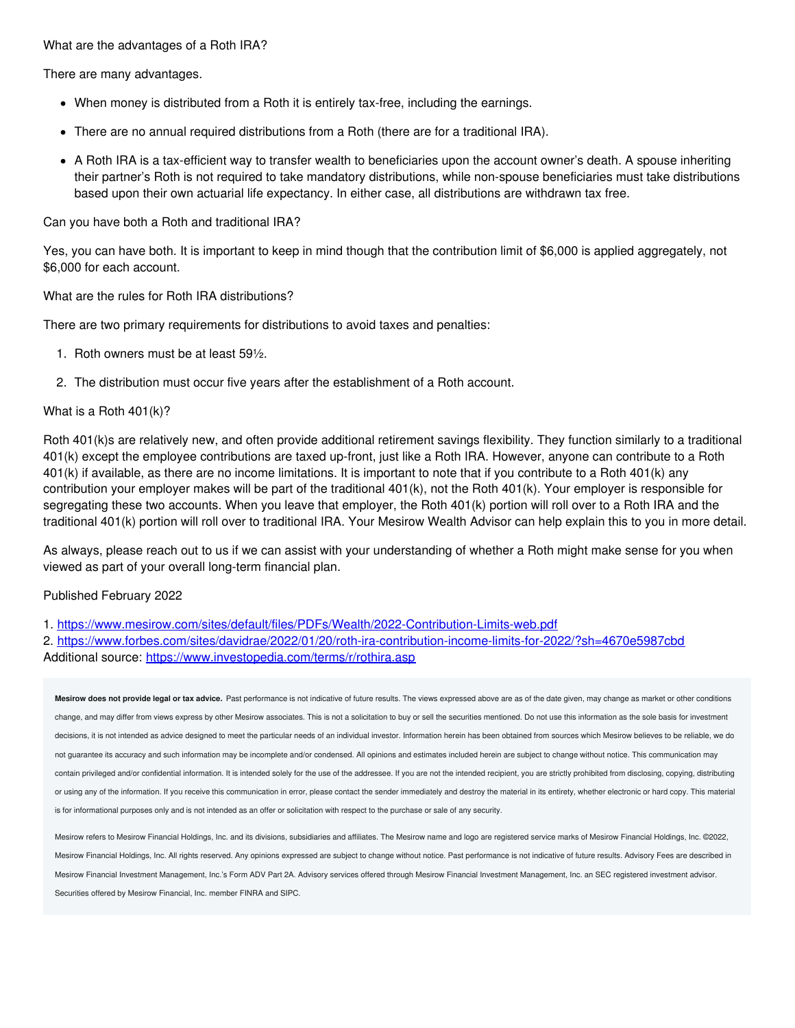What are the advantages of a Roth IRA?

There are many advantages.

- When money is distributed from a Roth it is entirely tax-free, including the earnings.
- There are no annual required distributions from a Roth (there are for a traditional IRA).
- A Roth IRA is a tax-efficient way to transfer wealth to beneficiaries upon the account owner's death. A spouse inheriting their partner's Roth is not required to take mandatory distributions, while non-spouse beneficiaries must take distributions based upon their own actuarial life expectancy. In either case, all distributions are withdrawn tax free.

Can you have both a Roth and traditional IRA?

Yes, you can have both. It is important to keep in mind though that the contribution limit of $6,000 is applied aggregately, not $6,000 for each account.

What are the rules for Roth IRA distributions?

There are two primary requirements for distributions to avoid taxes and penalties:

1. Roth owners must be at least 59½.
2. The distribution must occur five years after the establishment of a Roth account.

What is a Roth 401(k)?

Roth 401(k)s are relatively new, and often provide additional retirement savings flexibility. They function similarly to a traditional 401(k) except the employee contributions are taxed up-front, just like a Roth IRA. However, anyone can contribute to a Roth 401(k) if available, as there are no income limitations. It is important to note that if you contribute to a Roth 401(k) any contribution your employer makes will be part of the traditional 401(k), not the Roth 401(k). Your employer is responsible for segregating these two accounts. When you leave that employer, the Roth 401(k) portion will roll over to a Roth IRA and the traditional 401(k) portion will roll over to traditional IRA. Your Mesirow Wealth Advisor can help explain this to you in more detail.

As always, please reach out to us if we can assist with your understanding of whether a Roth might make sense for you when viewed as part of your overall long-term financial plan.

Published February 2022

1. https://www.mesirow.com/sites/default/files/PDFs/Wealth/2022-Contribution-Limits-web.pdf
2. https://www.forbes.com/sites/davidrae/2022/01/20/roth-ira-contribution-income-limits-for-2022/?sh=4670e5987cbd

Additional source: https://www.investopedia.com/terms/r/rothira.asp

**Mesirow does not provide legal or tax advice.** Past performance is not indicative of future results. The views expressed above are as of the date given, may change as market or other conditions change, and may differ from views express by other Mesirow associates. This is not a solicitation to buy or sell the securities mentioned. Do not use this information as the sole basis for investment decisions, it is not intended as advice designed to meet the particular needs of an individual investor. Information herein has been obtained from sources which Mesirow believes to be reliable, we do not guarantee its accuracy and such information may be incomplete and/or condensed. All opinions and estimates included herein are subject to change without notice. This communication may contain privileged and/or confidential information. It is intended solely for the use of the addressee. If you are not the intended recipient, you are strictly prohibited from disclosing, copying, distributing or using any of the information. If you receive this communication in error, please contact the sender immediately and destroy the material in its entirety, whether electronic or hard copy. This material is for informational purposes only and is not intended as an offer or solicitation with respect to the purchase or sale of any security.

Mesirow refers to Mesirow Financial Holdings, Inc. and its divisions, subsidiaries and affiliates. The Mesirow name and logo are registered service marks of Mesirow Financial Holdings, Inc. ©2022, Mesirow Financial Holdings, Inc. All rights reserved. Any opinions expressed are subject to change without notice. Past performance is not indicative of future results. Advisory Fees are described in Mesirow Financial Investment Management, Inc.'s Form ADV Part 2A. Advisory services offered through Mesirow Financial Investment Management, Inc. an SEC registered investment advisor. Securities offered by Mesirow Financial, Inc. member FINRA and SIPC.